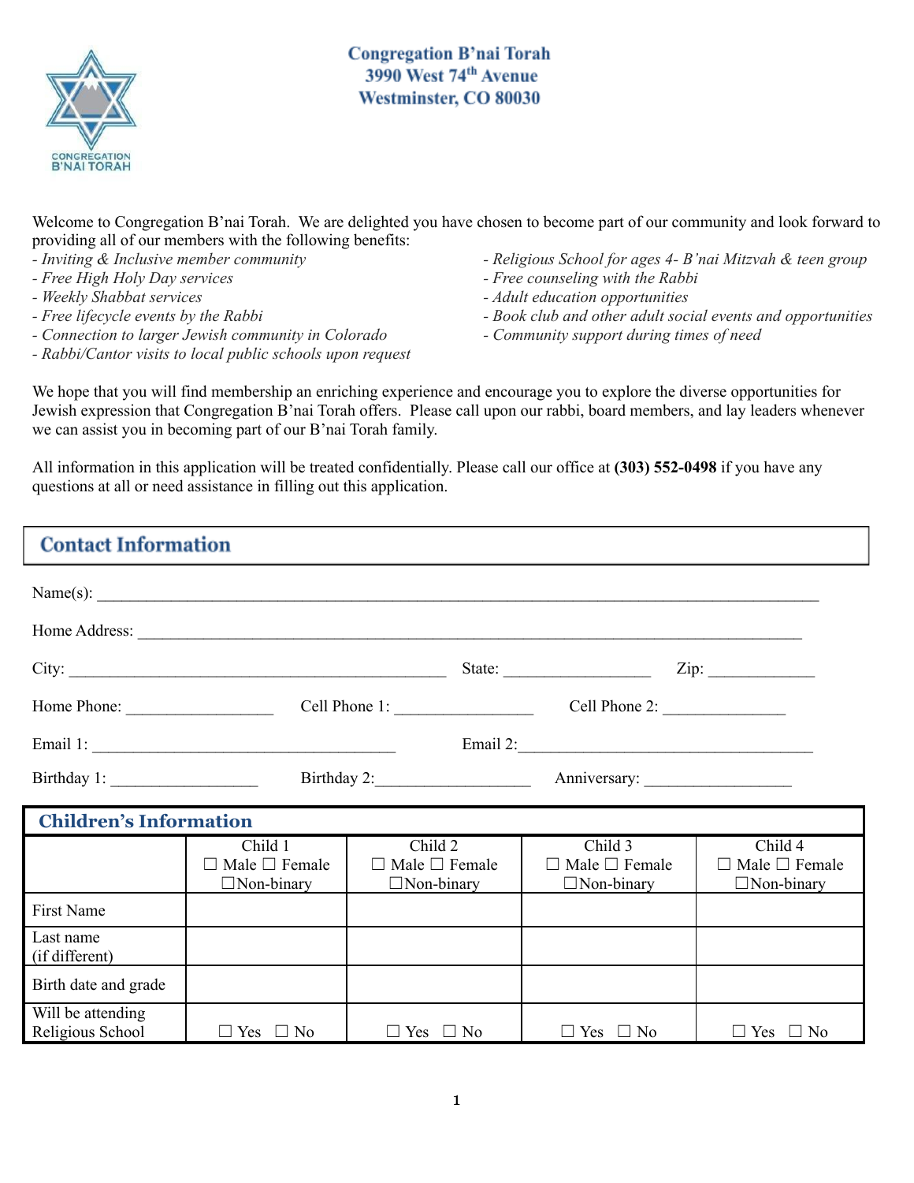# Congregation B'nai Torah
3990 West 74th Avenue
Westminster, CO 80030

Welcome to Congregation B'nai Torah. We are delighted you have chosen to become part of our community and look forward to providing all of our members with the following benefits:

- *Inviting & Inclusive member community*
- *Free High Holy Day services*
- *Weekly Shabbat services*
- *Free lifecycle events by the Rabbi*
- *Connection to larger Jewish community in Colorado*
- *Rabbi/Cantor visits to local public schools upon request*
- *Religious School for ages 4- B'nai Mitzvah & teen group*
- *Free counseling with the Rabbi*
- *Adult education opportunities*
- *Book club and other adult social events and opportunities*
- *Community support during times of need*

We hope that you will find membership an enriching experience and encourage you to explore the diverse opportunities for Jewish expression that Congregation B'nai Torah offers. Please call upon our rabbi, board members, and lay leaders whenever we can assist you in becoming part of our B'nai Torah family.

All information in this application will be treated confidentially. Please call our office at **(303) 552-0498** if you have any questions at all or need assistance in filling out this application.

## Contact Information

Name(s): ______________________________________________________________________

Home Address: __________________________________________________________________

City: ____________________________________ State: ______________ Zip: ___________

Home Phone: ______________ Cell Phone 1: ______________ Cell Phone 2: ______________

Email 1: ______________________________ Email 2: ______________________________

Birthday 1: ______________ Birthday 2: ______________ Anniversary: ______________

## Children's Information

| | Child 1 ☐ Male ☐ Female ☐Non-binary | Child 2 ☐ Male ☐ Female ☐Non-binary | Child 3 ☐ Male ☐ Female ☐Non-binary | Child 4 ☐ Male ☐ Female ☐Non-binary |
|---|---|---|---|---|
| First Name | | | | |
| Last name (if different) | | | | |
| Birth date and grade | | | | |
| Will be attending Religious School | ☐ Yes ☐ No | ☐ Yes ☐ No | ☐ Yes ☐ No | ☐ Yes ☐ No |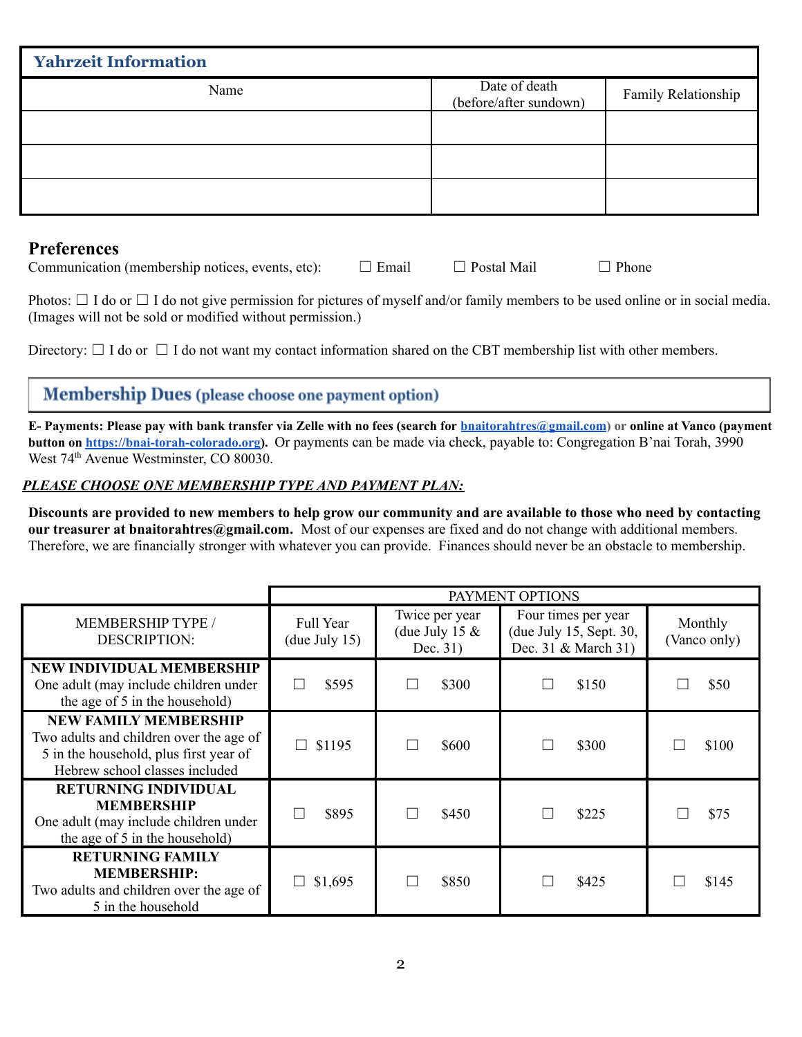## Yahrzeit Information

| Name | Date of death (before/after sundown) | Family Relationship |
|---|---|---|
| | | |
| | | |
| | | |

## Preferences

Communication (membership notices, events, etc): ☐ Email ☐ Postal Mail ☐ Phone

Photos: ☐ I do or ☐ I do not give permission for pictures of myself and/or family members to be used online or in social media. (Images will not be sold or modified without permission.)

Directory: ☐ I do or ☐ I do not want my contact information shared on the CBT membership list with other members.

## Membership Dues (please choose one payment option)

**E- Payments: Please pay with bank transfer via Zelle with no fees (search for [bnaitorahtres@gmail.com](mailto:bnaitorahtres@gmail.com)) or online at Vanco (payment button on [https://bnai-torah-colorado.org](https://bnai-torah-colorado.org)).** Or payments can be made via check, payable to: Congregation B'nai Torah, 3990 West 74th Avenue Westminster, CO 80030.

***PLEASE CHOOSE ONE MEMBERSHIP TYPE AND PAYMENT PLAN:***

**Discounts are provided to new members to help grow our community and are available to those who need by contacting our treasurer at bnaitorahtres@gmail.com.** Most of our expenses are fixed and do not change with additional members. Therefore, we are financially stronger with whatever you can provide. Finances should never be an obstacle to membership.

| | PAYMENT OPTIONS | | | |
|---|---|---|---|---|
| MEMBERSHIP TYPE / DESCRIPTION: | Full Year (due July 15) | Twice per year (due July 15 & Dec. 31) | Four times per year (due July 15, Sept. 30, Dec. 31 & March 31) | Monthly (Vanco only) |
| **NEW INDIVIDUAL MEMBERSHIP** One adult (may include children under the age of 5 in the household) | ☐ $595 | ☐ $300 | ☐ $150 | ☐ $50 |
| **NEW FAMILY MEMBERSHIP** Two adults and children over the age of 5 in the household, plus first year of Hebrew school classes included | ☐ $1195 | ☐ $600 | ☐ $300 | ☐ $100 |
| **RETURNING INDIVIDUAL MEMBERSHIP** One adult (may include children under the age of 5 in the household) | ☐ $895 | ☐ $450 | ☐ $225 | ☐ $75 |
| **RETURNING FAMILY MEMBERSHIP:** Two adults and children over the age of 5 in the household | ☐ $1,695 | ☐ $850 | ☐ $425 | ☐ $145 |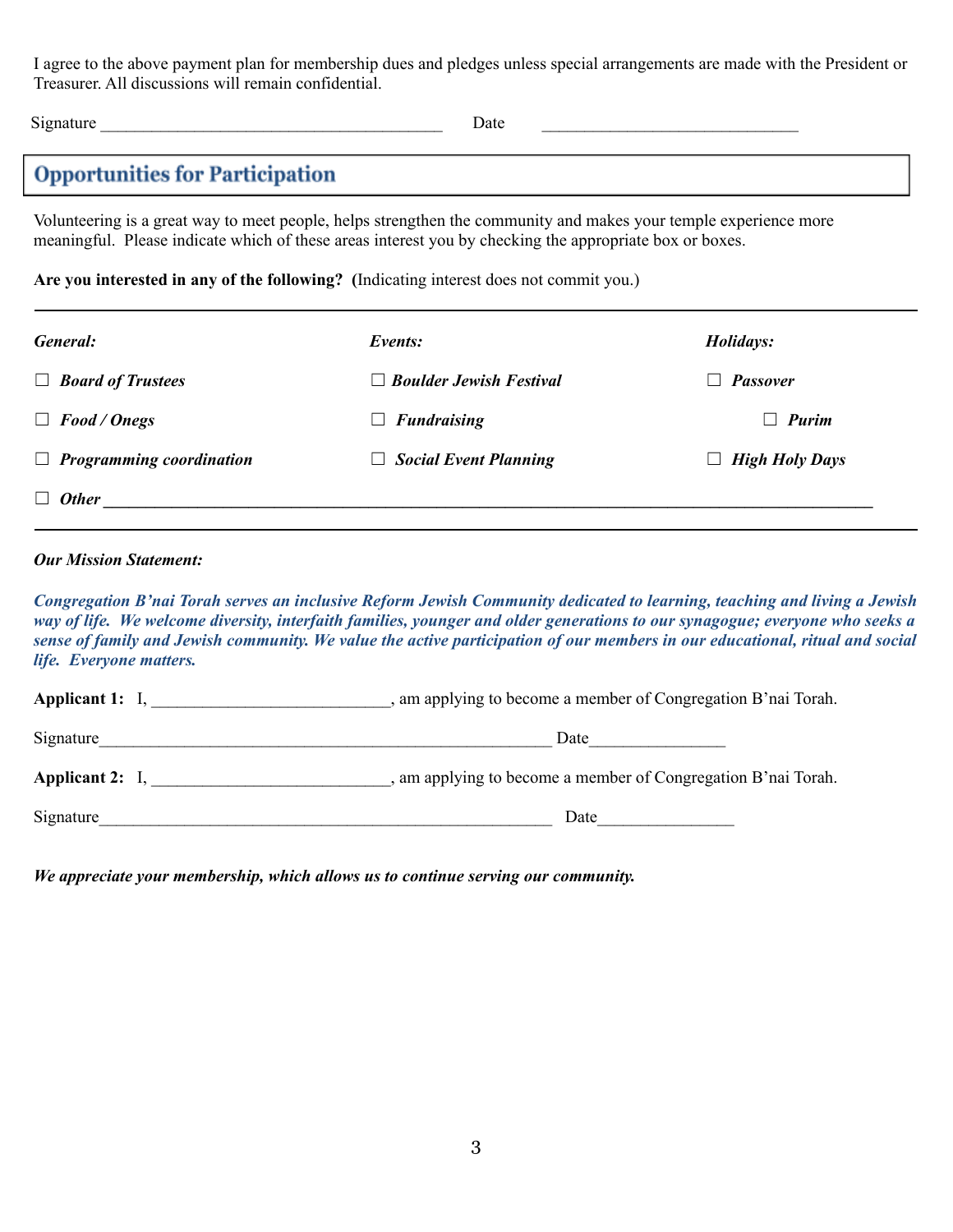I agree to the above payment plan for membership dues and pledges unless special arrangements are made with the President or Treasurer. All discussions will remain confidential.

Signature ________________________________________ Date ______________________________

## Opportunities for Participation

Volunteering is a great way to meet people, helps strengthen the community and makes your temple experience more meaningful. Please indicate which of these areas interest you by checking the appropriate box or boxes.

**Are you interested in any of the following? (**Indicating interest does not commit you.)

| ***General:*** | ***Events:*** | ***Holidays:*** |
|---|---|---|
| ☐ ***Board of Trustees*** | ☐ ***Boulder Jewish Festival*** | ☐ ***Passover*** |
| ☐ ***Food / Onegs*** | ☐ ***Fundraising*** | ☐ ***Purim*** |
| ☐ ***Programming coordination*** | ☐ ***Social Event Planning*** | ☐ ***High Holy Days*** |

☐ ***Other*** ______________________________________________________________________________

***Our Mission Statement:***

***Congregation B'nai Torah serves an inclusive Reform Jewish Community dedicated to learning, teaching and living a Jewish way of life. We welcome diversity, interfaith families, younger and older generations to our synagogue; everyone who seeks a sense of family and Jewish community. We value the active participation of our members in our educational, ritual and social life. Everyone matters.***

**Applicant 1:** I, ____________________________, am applying to become a member of Congregation B'nai Torah.

Signature______________________________________________________ Date________________

**Applicant 2:** I, ____________________________, am applying to become a member of Congregation B'nai Torah.

Signature______________________________________________________ Date________________

***We appreciate your membership, which allows us to continue serving our community.***